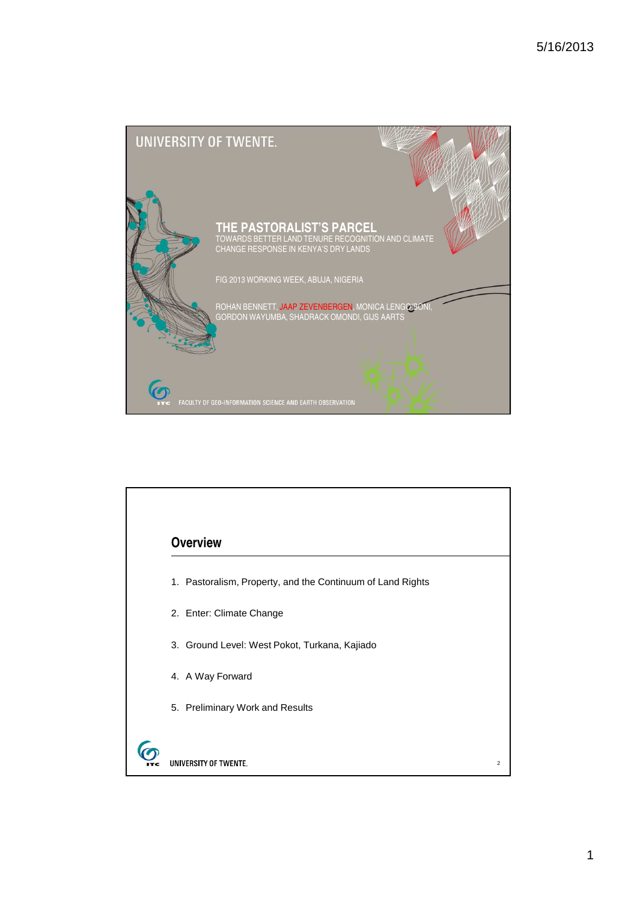UNIVERSITY OF TWENTE.

# THE PASTORALIST'S PARCEL

TOWARDS BETTER LAND TENURE RECOGNITION AND CLIMATE CHANGE RESPONSE IN KENYA'S DRY LANDS

FIG 2013 WORKING WEEK, ABUJA, NIGERIA

ROHAN BENNETT, JAAP ZEVENBERGEN, MONICA LENGOIBONI, GORDON WAYUMBA, SHADRACK OMONDI, GIJS AARTS

FACULTY OF GEO-INFORMATION SCIENCE AND EARTH OBSERVATION

## Overview

1. Pastoralism, Property, and the Continuum of Land Rights
2. Enter: Climate Change
3. Ground Level: West Pokot, Turkana, Kajiado
4. A Way Forward
5. Preliminary Work and Results

UNIVERSITY OF TWENTE.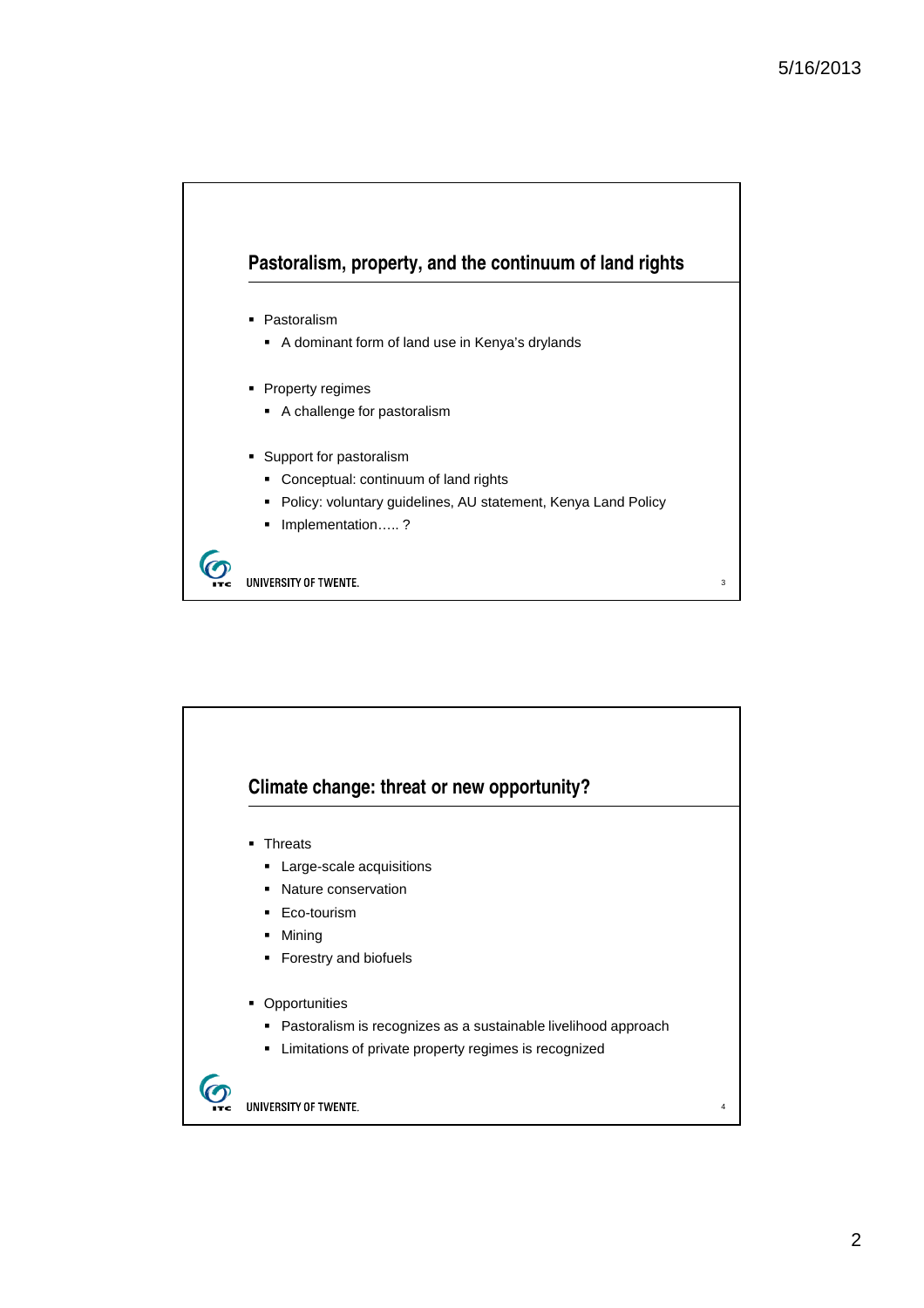## Pastoralism, property, and the continuum of land rights

- Pastoralism
  - A dominant form of land use in Kenya's drylands
- Property regimes
  - A challenge for pastoralism
- Support for pastoralism
  - Conceptual: continuum of land rights
  - Policy: voluntary guidelines, AU statement, Kenya Land Policy
  - Implementation….. ?

UNIVERSITY OF TWENTE.

## Climate change: threat or new opportunity?

- Threats
  - Large-scale acquisitions
  - Nature conservation
  - Eco-tourism
  - Mining
  - Forestry and biofuels
- Opportunities
  - Pastoralism is recognizes as a sustainable livelihood approach
  - Limitations of private property regimes is recognized

UNIVERSITY OF TWENTE.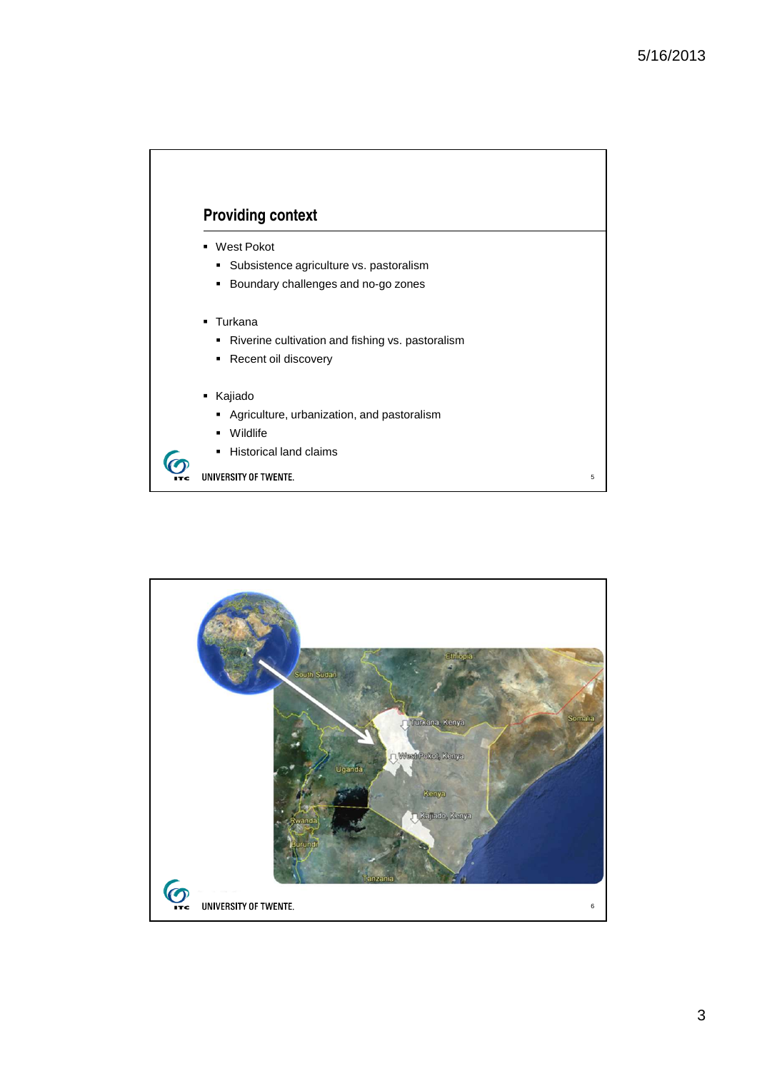## Providing context

- West Pokot
  - Subsistence agriculture vs. pastoralism
  - Boundary challenges and no-go zones
- Turkana
  - Riverine cultivation and fishing vs. pastoralism
  - Recent oil discovery
- Kajiado
  - Agriculture, urbanization, and pastoralism
  - Wildlife
  - Historical land claims

UNIVERSITY OF TWENTE.

Ethiopia

South Sudan

Somalia

Turkana, Kenya

West Pokot, Kenya

Uganda

Kenya

Kajiado, Kenya

Rwanda

Burundi

Tanzania

UNIVERSITY OF TWENTE.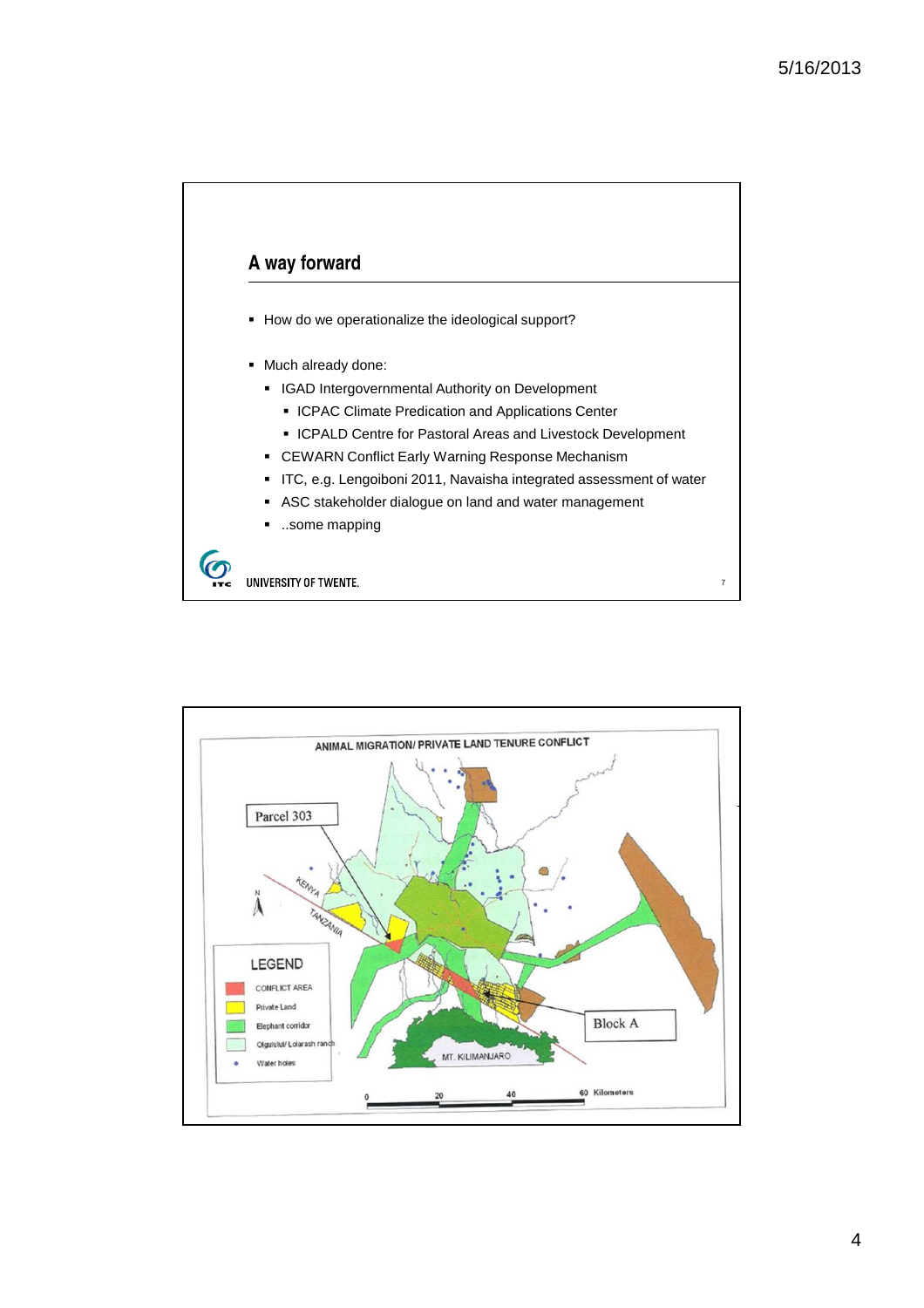## A way forward

- How do we operationalize the ideological support?
- Much already done:
  - IGAD Intergovernmental Authority on Development
    - ICPAC Climate Predication and Applications Center
    - ICPALD Centre for Pastoral Areas and Livestock Development
  - CEWARN Conflict Early Warning Response Mechanism
  - ITC, e.g. Lengoiboni 2011, Navaisha integrated assessment of water
  - ASC stakeholder dialogue on land and water management
  - ..some mapping

UNIVERSITY OF TWENTE.

ANIMAL MIGRATION/ PRIVATE LAND TENURE CONFLICT

Parcel 303

Block A

KENYA

TANZANIA

MT. KILIMANJARO

LEGEND

- CONFLICT AREA
- Private Land
- Elephant corridor
- Olgulului/ Lolarash ranch
- Water holes

0 20 40 60 Kilometers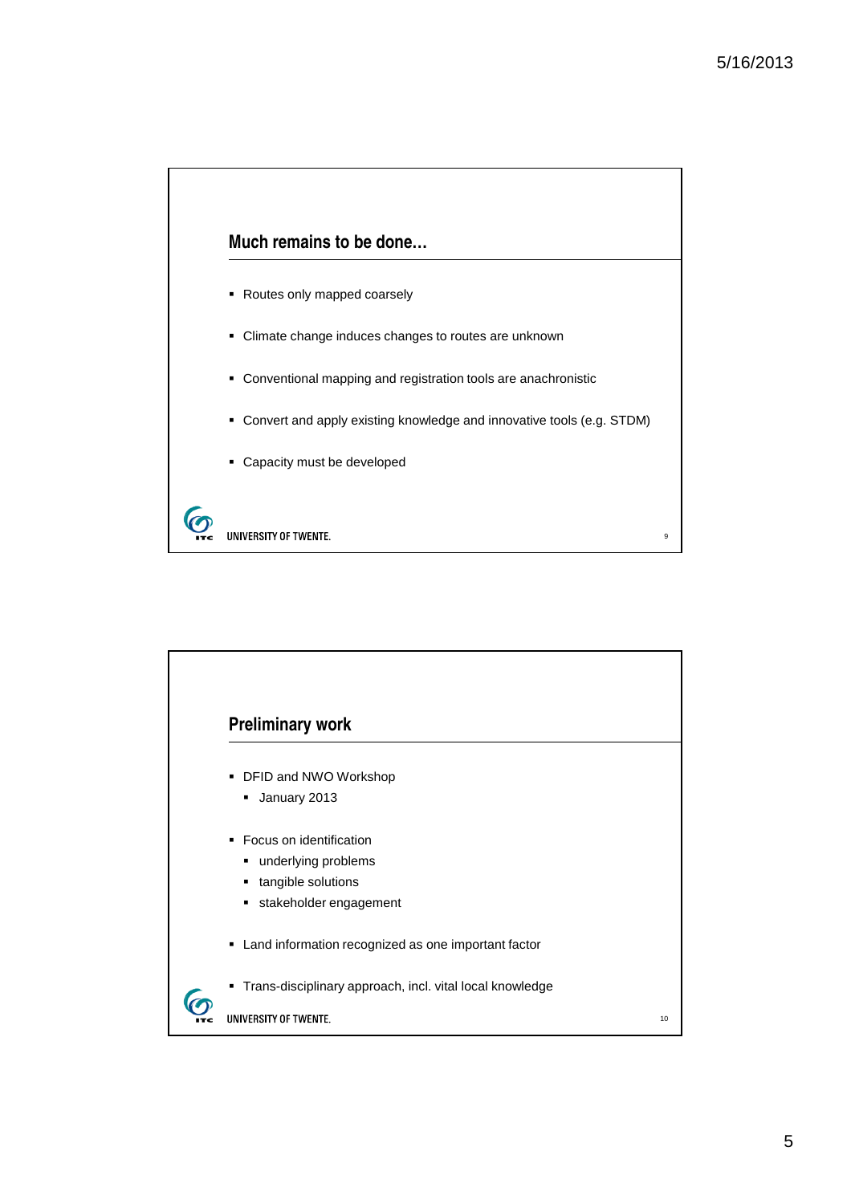## Much remains to be done…

- Routes only mapped coarsely
- Climate change induces changes to routes are unknown
- Conventional mapping and registration tools are anachronistic
- Convert and apply existing knowledge and innovative tools (e.g. STDM)
- Capacity must be developed

UNIVERSITY OF TWENTE.

## Preliminary work

- DFID and NWO Workshop
  - January 2013
- Focus on identification
  - underlying problems
  - tangible solutions
  - stakeholder engagement
- Land information recognized as one important factor
- Trans-disciplinary approach, incl. vital local knowledge

UNIVERSITY OF TWENTE.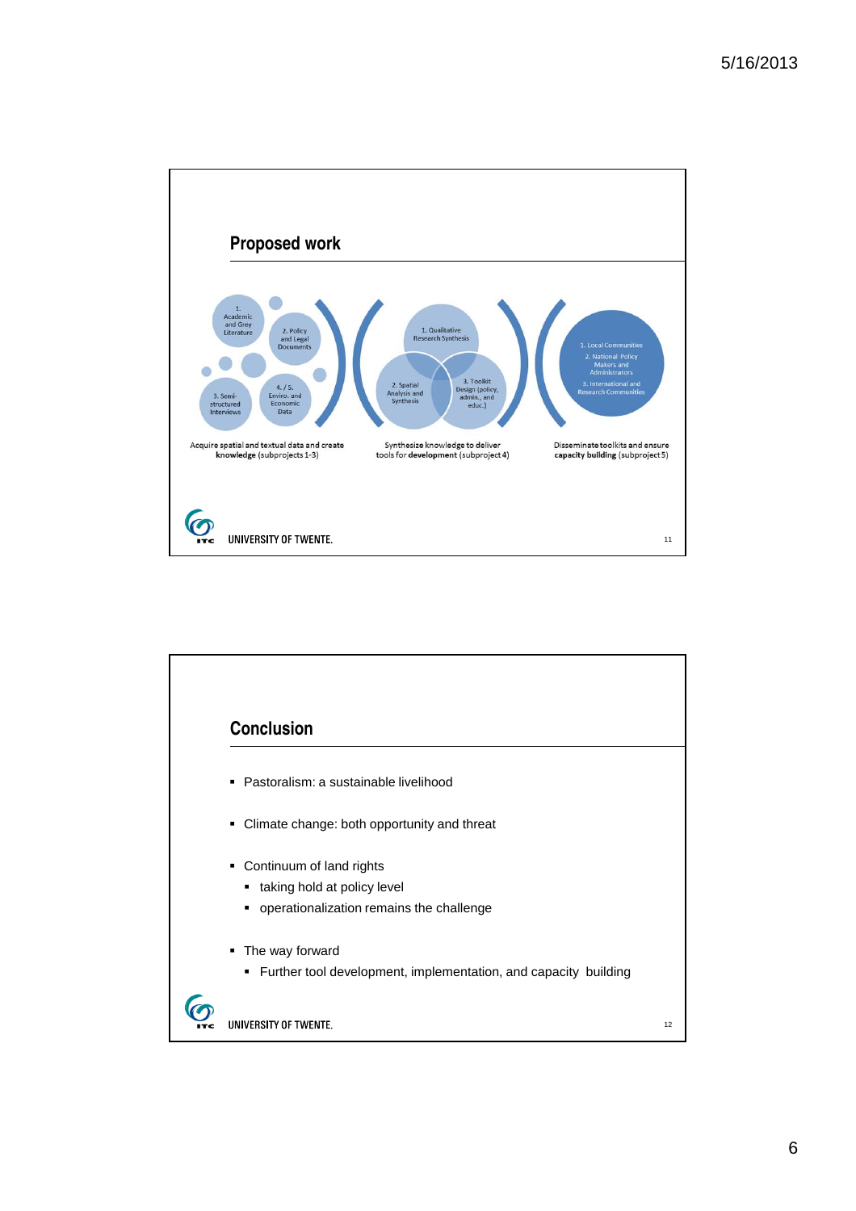## Proposed work

1. Academic and Grey Literature

2. Policy and Legal Documents

3. Semi-structured Interviews

4. / 5. Enviro. and Economic Data

Acquire spatial and textual data and create **knowledge** (subprojects 1-3)

1. Qualitative Research Synthesis

2. Spatial Analysis and Synthesis

3. Toolkit Design (policy, admin., and educ.)

Synthesize knowledge to deliver tools for **development** (subproject 4)

1. Local Communities

2. National Policy Makers and Administrators

3. International and Research Communities

Disseminate toolkits and ensure **capacity building** (subproject 5)

UNIVERSITY OF TWENTE.

## Conclusion

- Pastoralism: a sustainable livelihood
- Climate change: both opportunity and threat
- Continuum of land rights
  - taking hold at policy level
  - operationalization remains the challenge
- The way forward
  - Further tool development, implementation, and capacity building

UNIVERSITY OF TWENTE.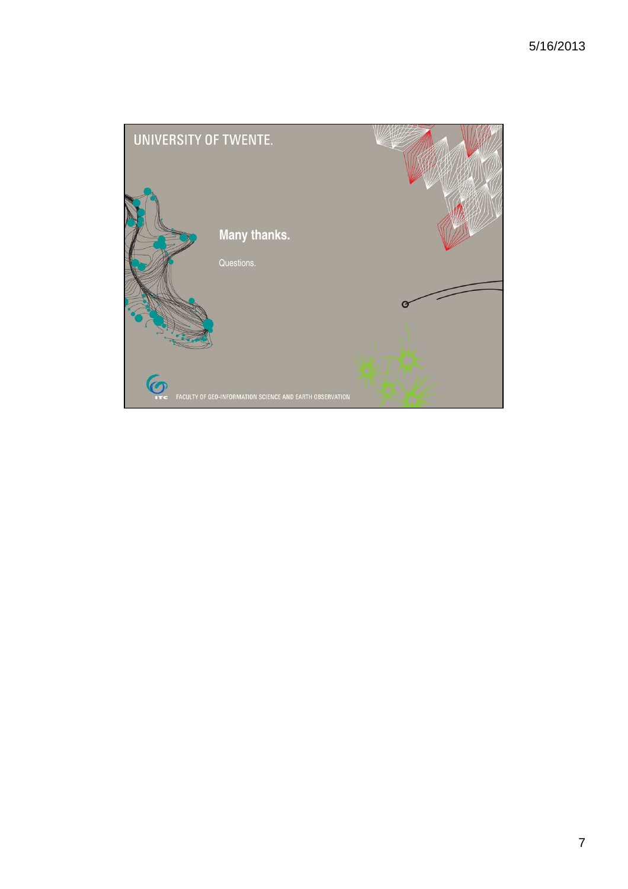UNIVERSITY OF TWENTE.

## Many thanks.

Questions.

FACULTY OF GEO-INFORMATION SCIENCE AND EARTH OBSERVATION